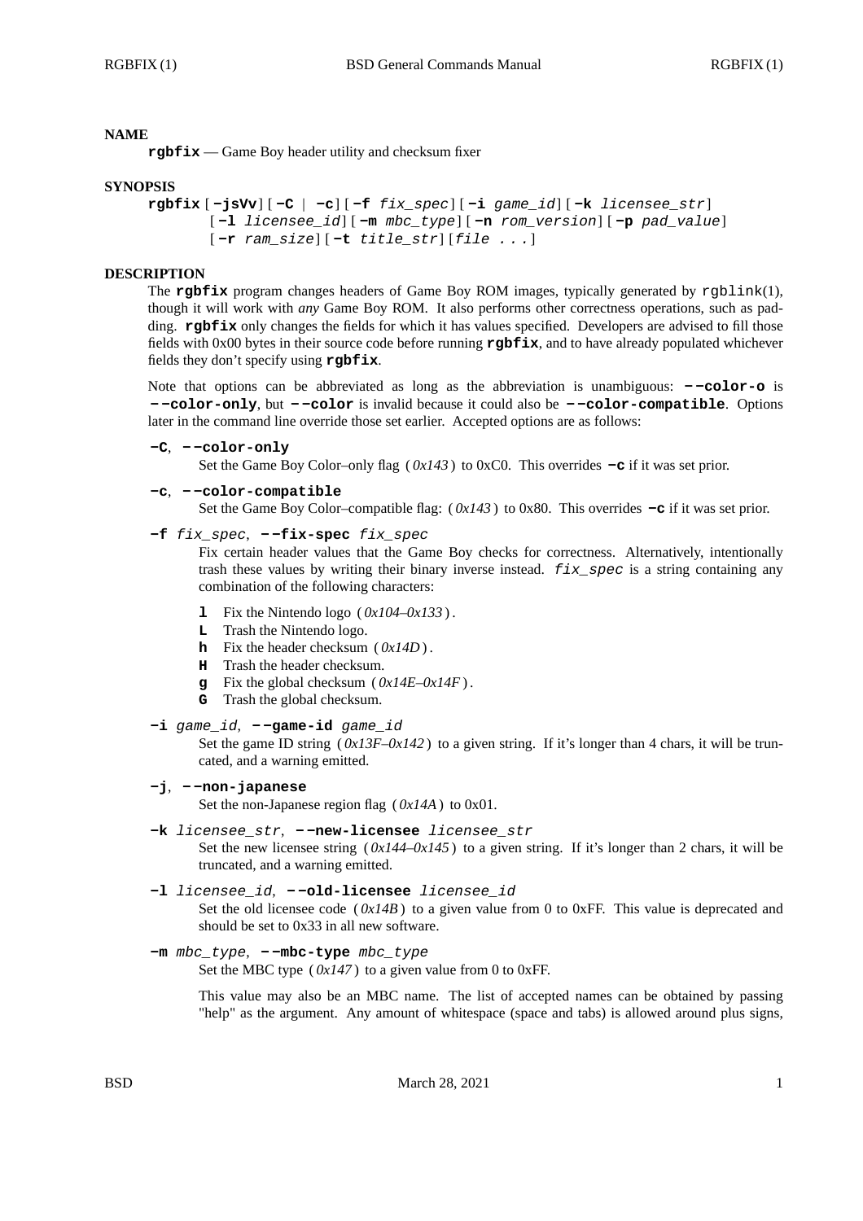## NAME

**rgbfix** — Game Boy header utility and checksum fixer

## SYNOPSIS

**rgbfix** [**-jsVv**] [**-C** | **-c**] [**-f** *fix_spec*] [**-i** *game_id*] [**-k** *licensee_str*] [**-l** *licensee_id*] [**-m** *mbc_type*] [**-n** *rom_version*] [**-p** *pad_value*] [**-r** *ram_size*] [**-t** *title_str*] [*file ...*]

## DESCRIPTION

The **rgbfix** program changes headers of Game Boy ROM images, typically generated by rgblink(1), though it will work with *any* Game Boy ROM. It also performs other correctness operations, such as padding. **rgbfix** only changes the fields for which it has values specified. Developers are advised to fill those fields with 0x00 bytes in their source code before running **rgbfix**, and to have already populated whichever fields they don't specify using **rgbfix**.

Note that options can be abbreviated as long as the abbreviation is unambiguous: **--color-o** is **--color-only**, but **--color** is invalid because it could also be **--color-compatible**. Options later in the command line override those set earlier. Accepted options are as follows:

**-C**, **--color-only**
: Set the Game Boy Color–only flag ( *0x143* ) to 0xC0. This overrides **-c** if it was set prior.

**-c**, **--color-compatible**
: Set the Game Boy Color–compatible flag: ( *0x143* ) to 0x80. This overrides **-c** if it was set prior.

**-f** *fix_spec*, **--fix-spec** *fix_spec*
: Fix certain header values that the Game Boy checks for correctness. Alternatively, intentionally trash these values by writing their binary inverse instead. *fix_spec* is a string containing any combination of the following characters:

- **l** Fix the Nintendo logo ( *0x104–0x133* ).
- **L** Trash the Nintendo logo.
- **h** Fix the header checksum ( *0x14D* ).
- **H** Trash the header checksum.
- **g** Fix the global checksum ( *0x14E–0x14F* ).
- **G** Trash the global checksum.

**-i** *game_id*, **--game-id** *game_id*
: Set the game ID string ( *0x13F–0x142* ) to a given string. If it's longer than 4 chars, it will be truncated, and a warning emitted.

**-j**, **--non-japanese**
: Set the non-Japanese region flag ( *0x14A* ) to 0x01.

**-k** *licensee_str*, **--new-licensee** *licensee_str*
: Set the new licensee string ( *0x144–0x145* ) to a given string. If it's longer than 2 chars, it will be truncated, and a warning emitted.

**-l** *licensee_id*, **--old-licensee** *licensee_id*
: Set the old licensee code ( *0x14B* ) to a given value from 0 to 0xFF. This value is deprecated and should be set to 0x33 in all new software.

**-m** *mbc_type*, **--mbc-type** *mbc_type*
: Set the MBC type ( *0x147* ) to a given value from 0 to 0xFF.

This value may also be an MBC name. The list of accepted names can be obtained by passing "help" as the argument. Any amount of whitespace (space and tabs) is allowed around plus signs,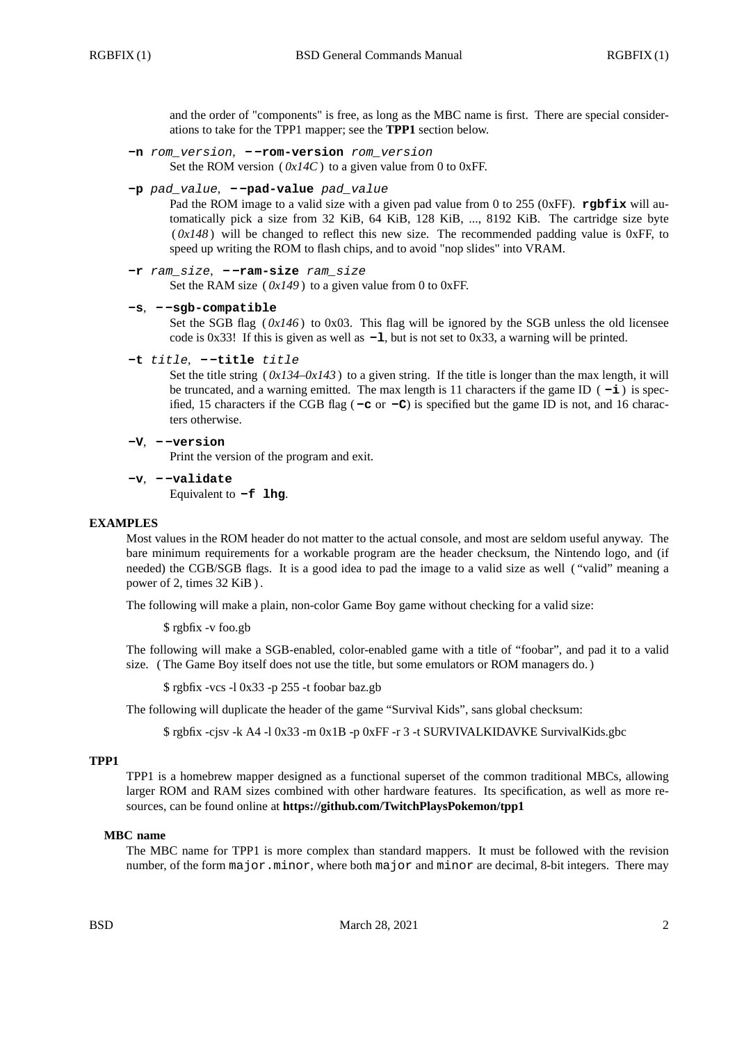and the order of "components" is free, as long as the MBC name is first. There are special considerations to take for the TPP1 mapper; see the **TPP1** section below.

**-n** *rom_version*, **--rom-version** *rom_version*
Set the ROM version (*0x14C*) to a given value from 0 to 0xFF.

**-p** *pad_value*, **--pad-value** *pad_value*
Pad the ROM image to a valid size with a given pad value from 0 to 255 (0xFF). **rgbfix** will automatically pick a size from 32 KiB, 64 KiB, 128 KiB, ..., 8192 KiB. The cartridge size byte (*0x148*) will be changed to reflect this new size. The recommended padding value is 0xFF, to speed up writing the ROM to flash chips, and to avoid "nop slides" into VRAM.

**-r** *ram_size*, **--ram-size** *ram_size*
Set the RAM size (*0x149*) to a given value from 0 to 0xFF.

**-s**, **--sgb-compatible**
Set the SGB flag (*0x146*) to 0x03. This flag will be ignored by the SGB unless the old licensee code is 0x33! If this is given as well as **-l**, but is not set to 0x33, a warning will be printed.

**-t** *title*, **--title** *title*
Set the title string (*0x134–0x143*) to a given string. If the title is longer than the max length, it will be truncated, and a warning emitted. The max length is 11 characters if the game ID (**-i**) is specified, 15 characters if the CGB flag (**-c** or **-C**) is specified but the game ID is not, and 16 characters otherwise.

**-V**, **--version**
Print the version of the program and exit.

**-v**, **--validate**
Equivalent to **-f lhg**.

## EXAMPLES

Most values in the ROM header do not matter to the actual console, and most are seldom useful anyway. The bare minimum requirements for a workable program are the header checksum, the Nintendo logo, and (if needed) the CGB/SGB flags. It is a good idea to pad the image to a valid size as well ("valid" meaning a power of 2, times 32 KiB).

The following will make a plain, non-color Game Boy game without checking for a valid size:

```
$ rgbfix -v foo.gb
```

The following will make a SGB-enabled, color-enabled game with a title of "foobar", and pad it to a valid size. (The Game Boy itself does not use the title, but some emulators or ROM managers do.)

```
$ rgbfix -vcs -l 0x33 -p 255 -t foobar baz.gb
```

The following will duplicate the header of the game "Survival Kids", sans global checksum:

```
$ rgbfix -cjsv -k A4 -l 0x33 -m 0x1B -p 0xFF -r 3 -t SURVIVALKIDAVKE SurvivalKids.gbc
```

## TPP1

TPP1 is a homebrew mapper designed as a functional superset of the common traditional MBCs, allowing larger ROM and RAM sizes combined with other hardware features. Its specification, as well as more resources, can be found online at **https://github.com/TwitchPlaysPokemon/tpp1**

### MBC name

The MBC name for TPP1 is more complex than standard mappers. It must be followed with the revision number, of the form `major.minor`, where both `major` and `minor` are decimal, 8-bit integers. There may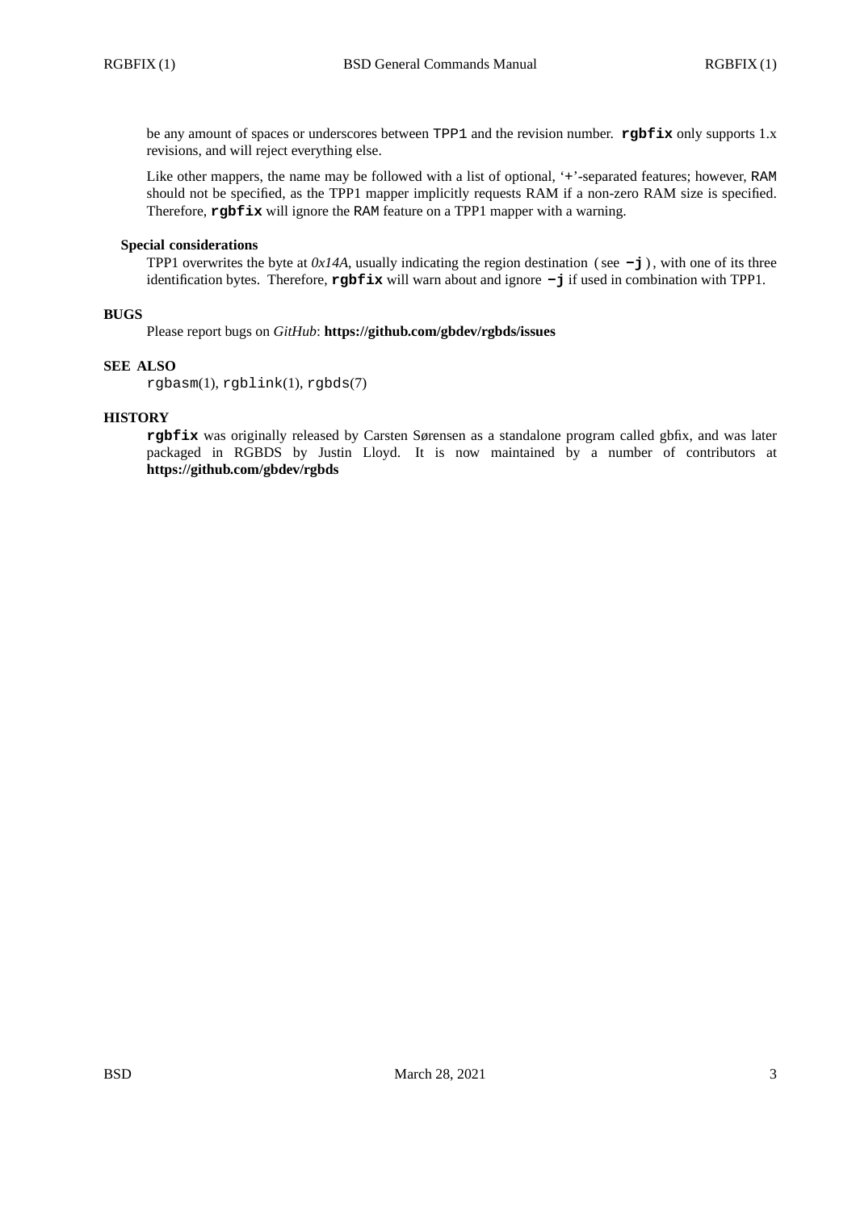be any amount of spaces or underscores between `TPP1` and the revision number. **rgbfix** only supports 1.x revisions, and will reject everything else.

Like other mappers, the name may be followed with a list of optional, ‘`+`’-separated features; however, `RAM` should not be specified, as the TPP1 mapper implicitly requests RAM if a non-zero RAM size is specified. Therefore, **rgbfix** will ignore the `RAM` feature on a TPP1 mapper with a warning.

### Special considerations

TPP1 overwrites the byte at *0x14A*, usually indicating the region destination (see **-j**), with one of its three identification bytes. Therefore, **rgbfix** will warn about and ignore **-j** if used in combination with TPP1.

## BUGS

Please report bugs on *GitHub*: **https://github.com/gbdev/rgbds/issues**

## SEE ALSO

`rgbasm`(1), `rgblink`(1), `rgbds`(7)

## HISTORY

**rgbfix** was originally released by Carsten Sørensen as a standalone program called gbfix, and was later packaged in RGBDS by Justin Lloyd. It is now maintained by a number of contributors at **https://github.com/gbdev/rgbds**